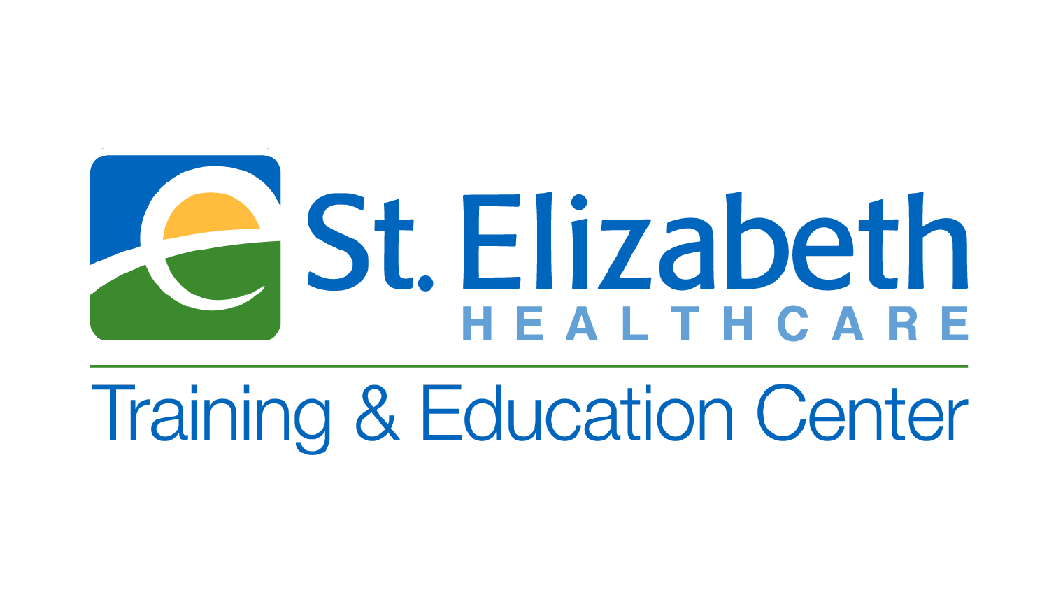# St. Elizabeth HEALTHCARE

## Training & Education Center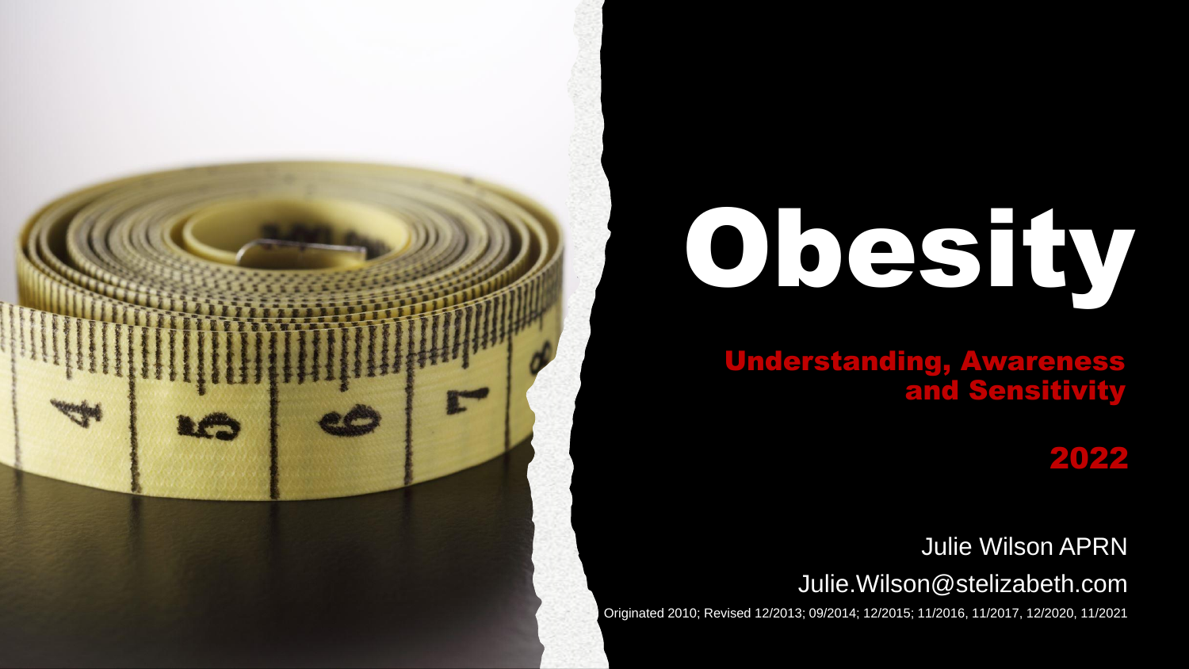# Obesity

## Understanding, Awareness and Sensitivity

**2022**

Julie Wilson APRN

Julie.Wilson@stelizabeth.com

Originated 2010; Revised 12/2013; 09/2014; 12/2015; 11/2016, 11/2017, 12/2020, 11/2021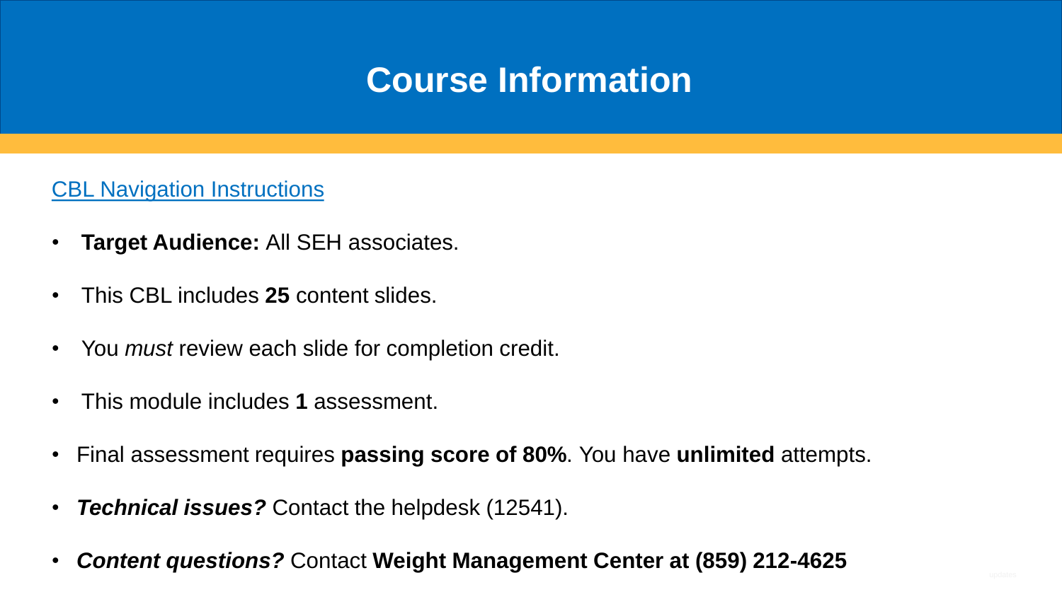# Course Information

CBL Navigation Instructions

- **Target Audience:** All SEH associates.
- This CBL includes **25** content slides.
- You *must* review each slide for completion credit.
- This module includes **1** assessment.
- Final assessment requires **passing score of 80%**. You have **unlimited** attempts.
- ***Technical issues?*** Contact the helpdesk (12541).
- ***Content questions?*** Contact **Weight Management Center at (859) 212-4625**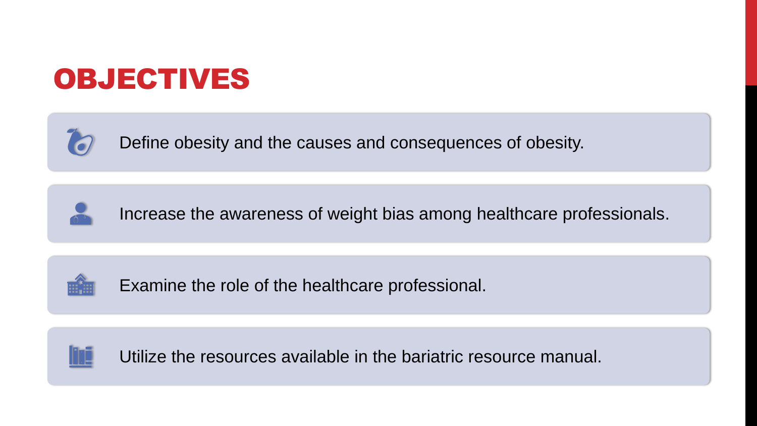# OBJECTIVES

- Define obesity and the causes and consequences of obesity.
- Increase the awareness of weight bias among healthcare professionals.
- Examine the role of the healthcare professional.
- Utilize the resources available in the bariatric resource manual.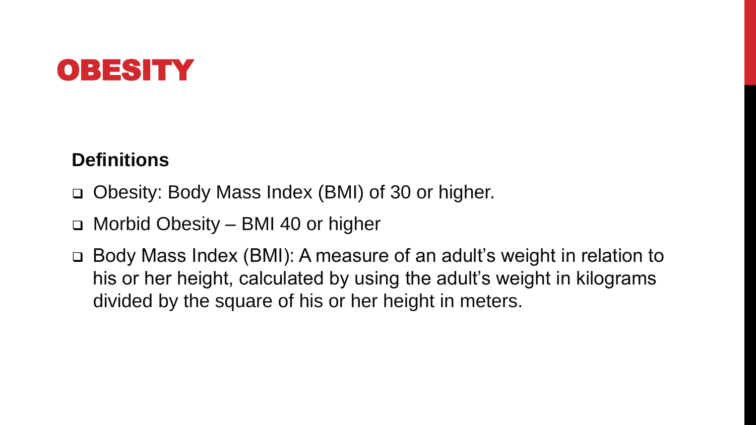# OBESITY

**Definitions**

- Obesity: Body Mass Index (BMI) of 30 or higher.
- Morbid Obesity – BMI 40 or higher
- Body Mass Index (BMI): A measure of an adult's weight in relation to his or her height, calculated by using the adult's weight in kilograms divided by the square of his or her height in meters.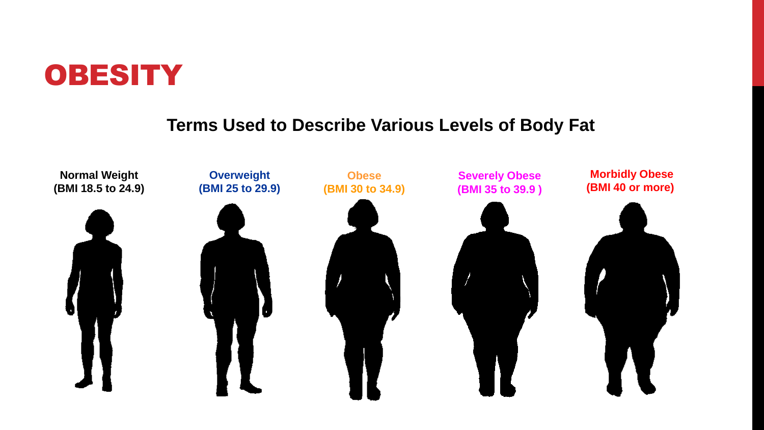# OBESITY

## Terms Used to Describe Various Levels of Body Fat

**Normal Weight**
**(BMI 18.5 to 24.9)**

**Overweight**
**(BMI 25 to 29.9)**

**Obese**
**(BMI 30 to 34.9)**

**Severely Obese**
**(BMI 35 to 39.9 )**

**Morbidly Obese**
**(BMI 40 or more)**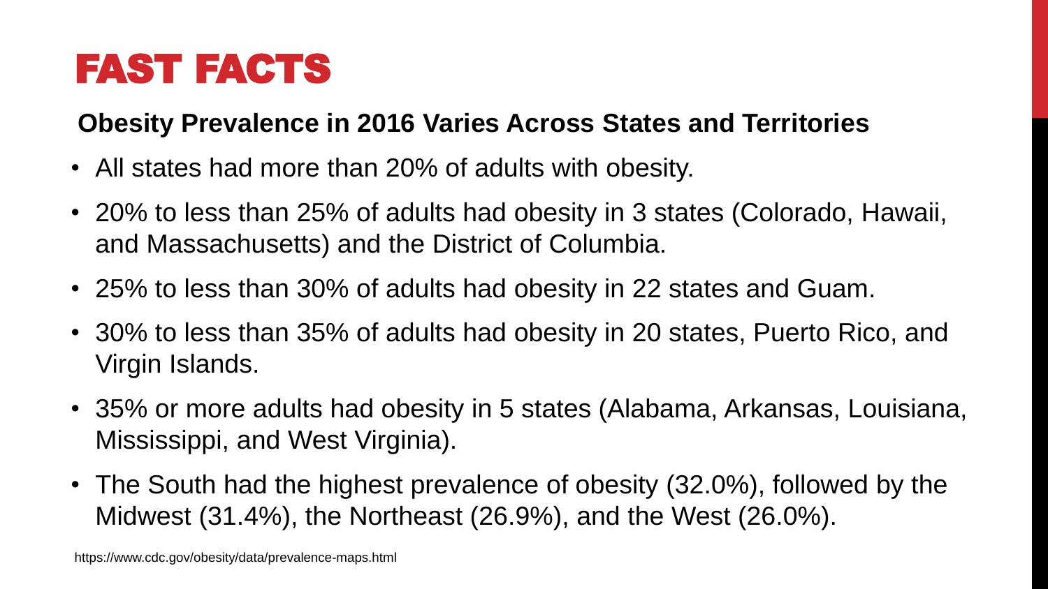# FAST FACTS

**Obesity Prevalence in 2016 Varies Across States and Territories**

- All states had more than 20% of adults with obesity.
- 20% to less than 25% of adults had obesity in 3 states (Colorado, Hawaii, and Massachusetts) and the District of Columbia.
- 25% to less than 30% of adults had obesity in 22 states and Guam.
- 30% to less than 35% of adults had obesity in 20 states, Puerto Rico, and Virgin Islands.
- 35% or more adults had obesity in 5 states (Alabama, Arkansas, Louisiana, Mississippi, and West Virginia).
- The South had the highest prevalence of obesity (32.0%), followed by the Midwest (31.4%), the Northeast (26.9%), and the West (26.0%).

https://www.cdc.gov/obesity/data/prevalence-maps.html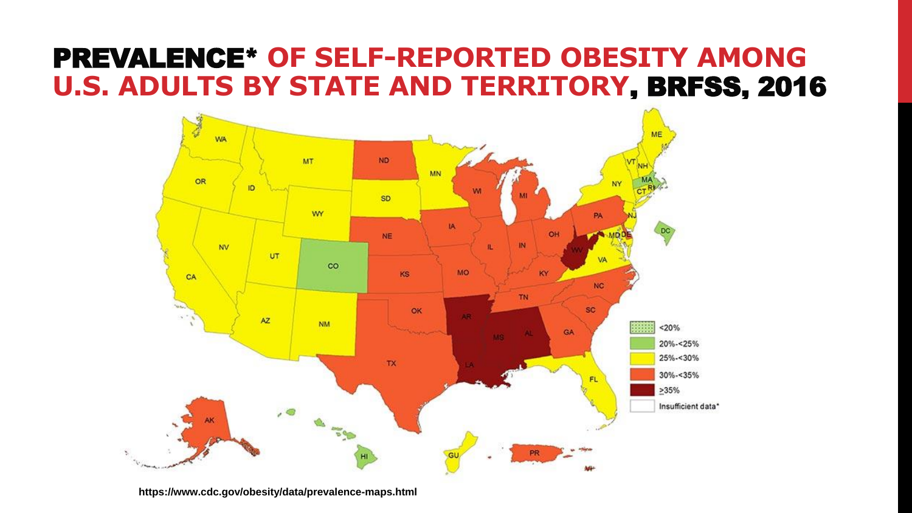# PREVALENCE* OF SELF-REPORTED OBESITY AMONG U.S. ADULTS BY STATE AND TERRITORY, BRFSS, 2016

WA
OR
CA
ID
NV
MT
WY
UT
AZ
CO
NM
ND
SD
NE
KS
OK
TX
MN
IA
MO
AR
LA
WI
IL
MI
IN
OH
KY
TN
MS
AL
GA
FL
SC
NC
VA
WV
PA
NY
ME
VT
NH
MA
CT
RI
NJ
MD
DE
DC
AK
HI
GU
PR
MP

<20%
20%-<25%
25%-<30%
30%-<35%
≥35%
Insufficient data*

https://www.cdc.gov/obesity/data/prevalence-maps.html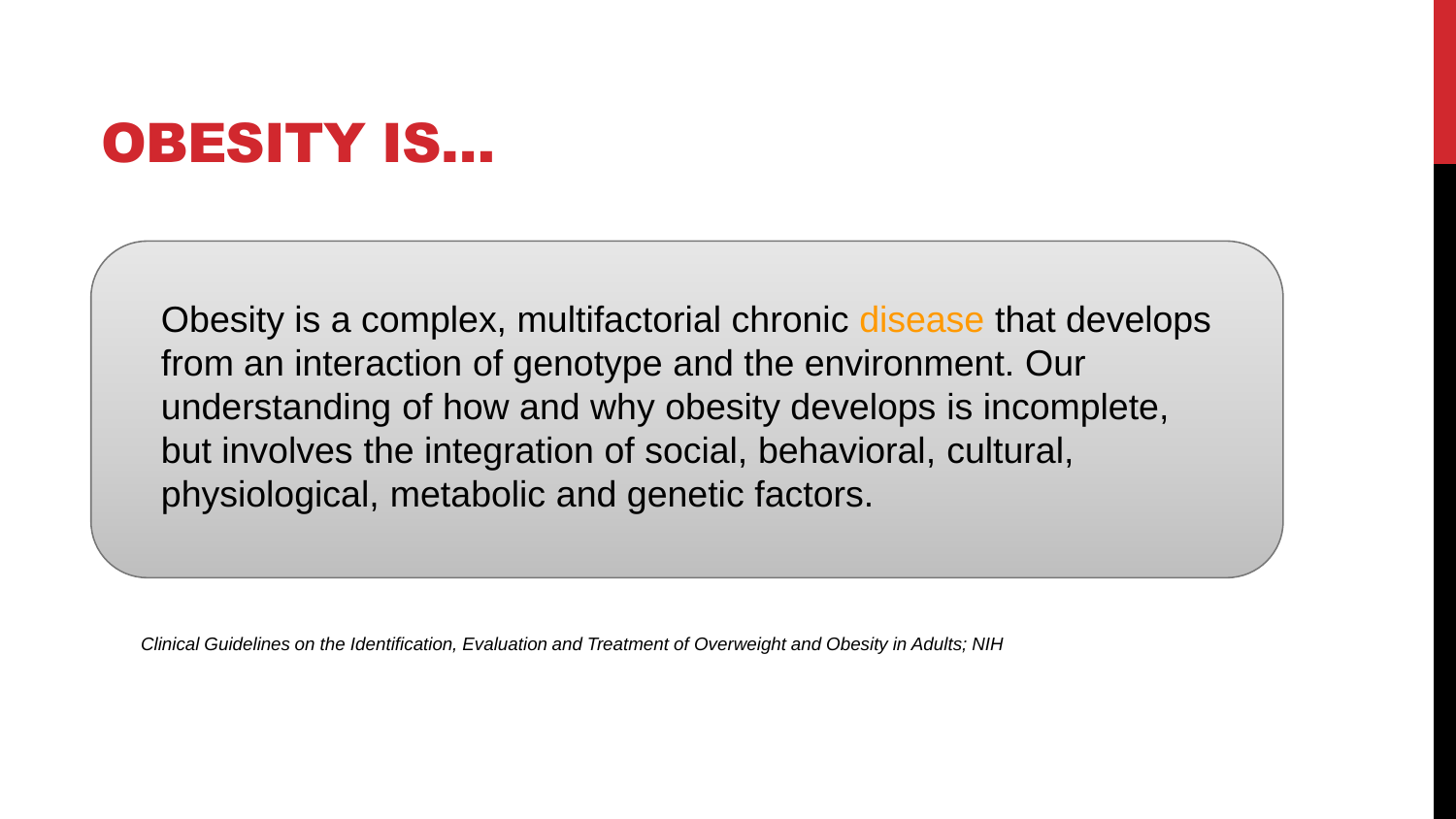# OBESITY IS…

Obesity is a complex, multifactorial chronic disease that develops from an interaction of genotype and the environment. Our understanding of how and why obesity develops is incomplete, but involves the integration of social, behavioral, cultural, physiological, metabolic and genetic factors.

*Clinical Guidelines on the Identification, Evaluation and Treatment of Overweight and Obesity in Adults; NIH*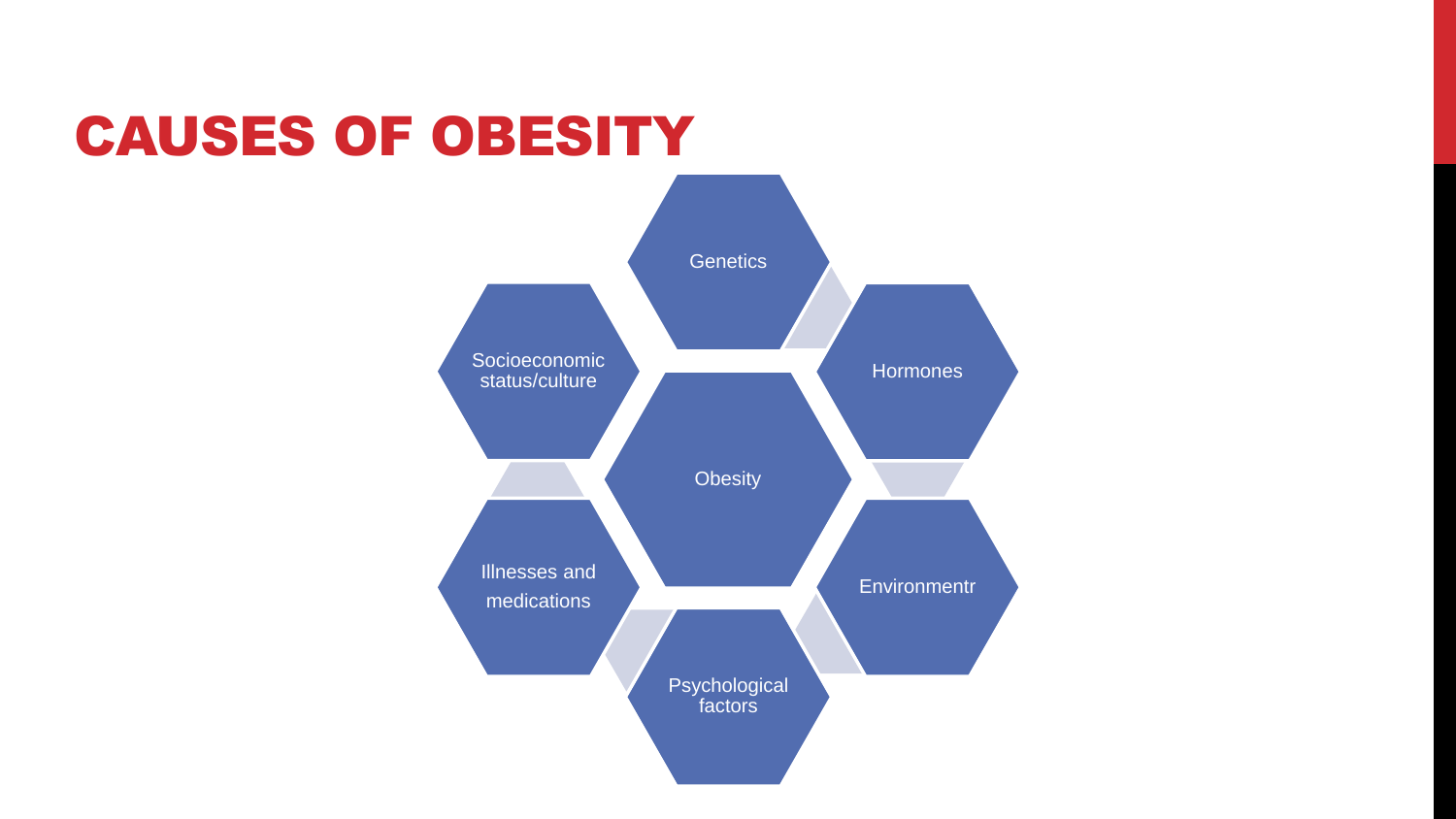# CAUSES OF OBESITY

Genetics

Hormones

Socioeconomic status/culture

Obesity

Illnesses and medications

Environmentr

Psychological factors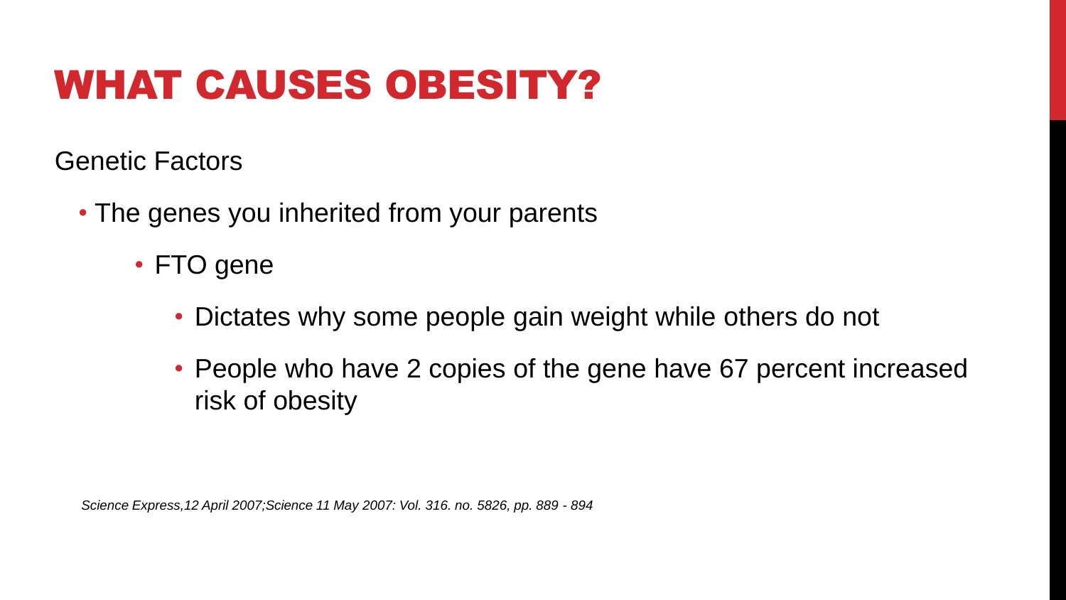# WHAT CAUSES OBESITY?

Genetic Factors

- The genes you inherited from your parents
    - FTO gene
        - Dictates why some people gain weight while others do not
        - People who have 2 copies of the gene have 67 percent increased risk of obesity

*Science Express,12 April 2007;Science 11 May 2007: Vol. 316. no. 5826, pp. 889 - 894*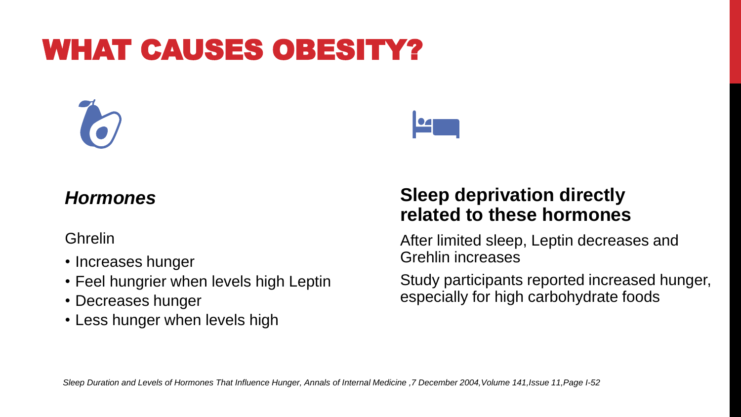# WHAT CAUSES OBESITY?

***Hormones***

Ghrelin

- Increases hunger
- Feel hungrier when levels high Leptin
- Decreases hunger
- Less hunger when levels high

## Sleep deprivation directly related to these hormones

After limited sleep, Leptin decreases and Grehlin increases

Study participants reported increased hunger, especially for high carbohydrate foods

*Sleep Duration and Levels of Hormones That Influence Hunger, Annals of Internal Medicine ,7 December 2004,Volume 141,Issue 11,Page I-52*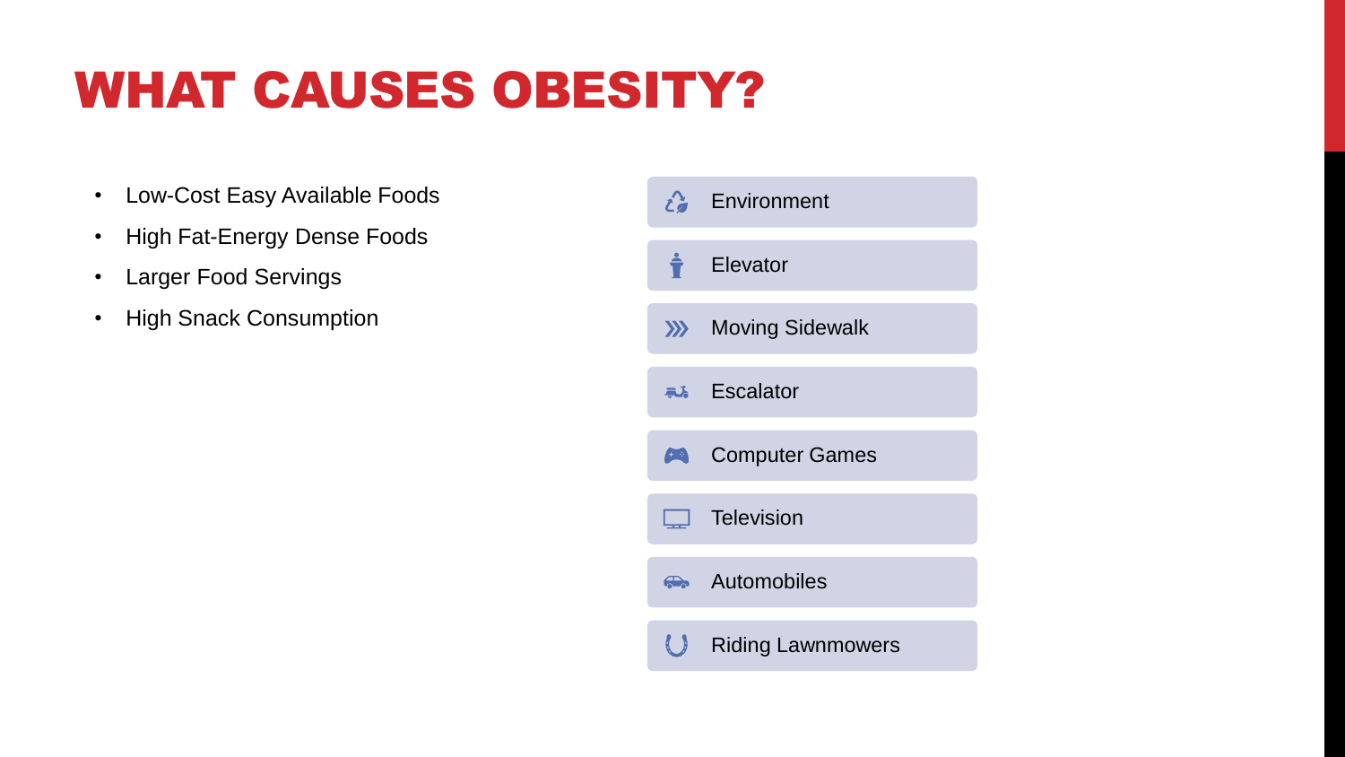# WHAT CAUSES OBESITY?

- Low-Cost Easy Available Foods
- High Fat-Energy Dense Foods
- Larger Food Servings
- High Snack Consumption

- Environment
- Elevator
- Moving Sidewalk
- Escalator
- Computer Games
- Television
- Automobiles
- Riding Lawnmowers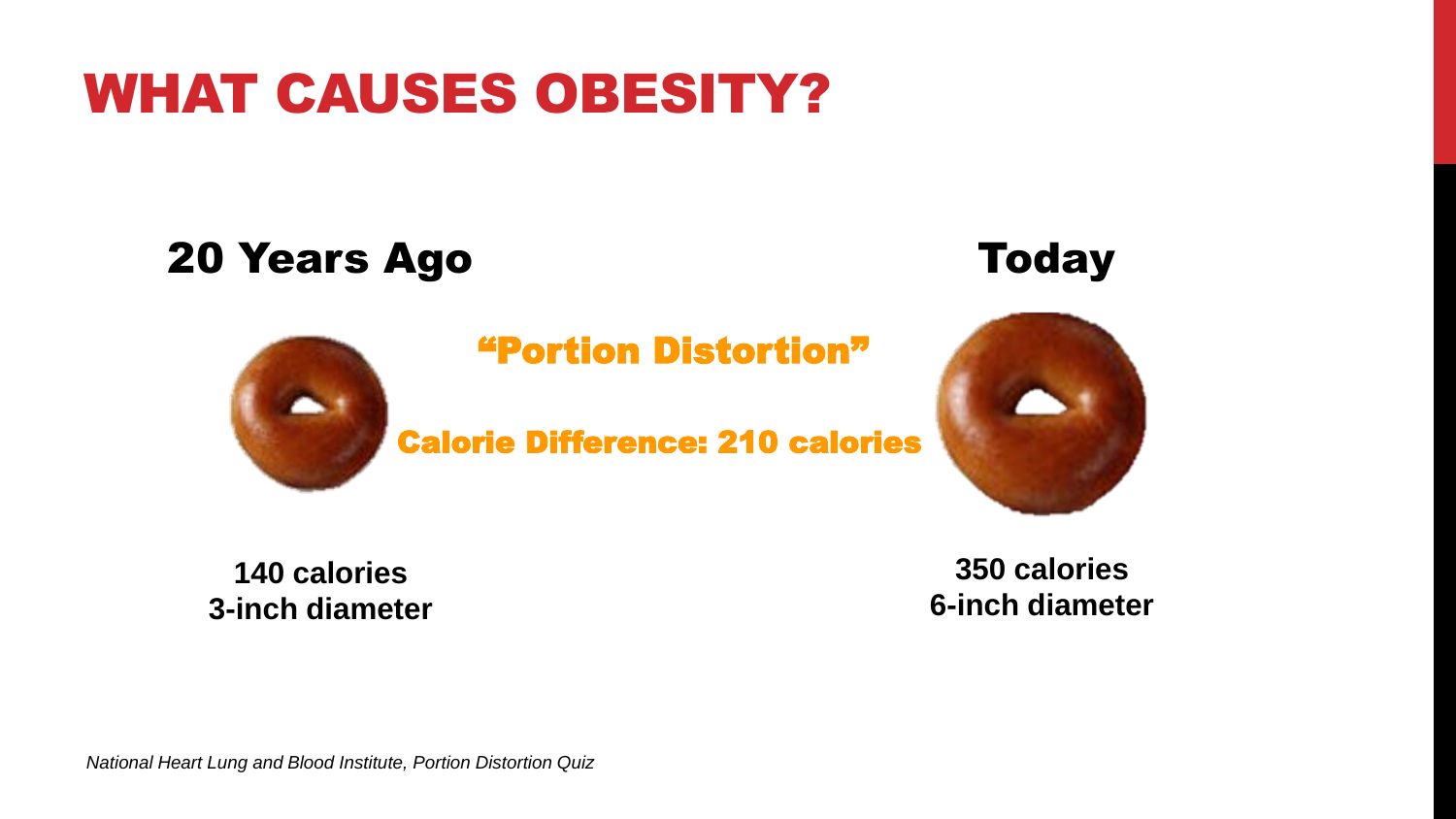# WHAT CAUSES OBESITY?

**20 Years Ago**

**Today**

"Portion Distortion"

Calorie Difference: 210 calories

**140 calories**
**3-inch diameter**

**350 calories**
**6-inch diameter**

*National Heart Lung and Blood Institute, Portion Distortion Quiz*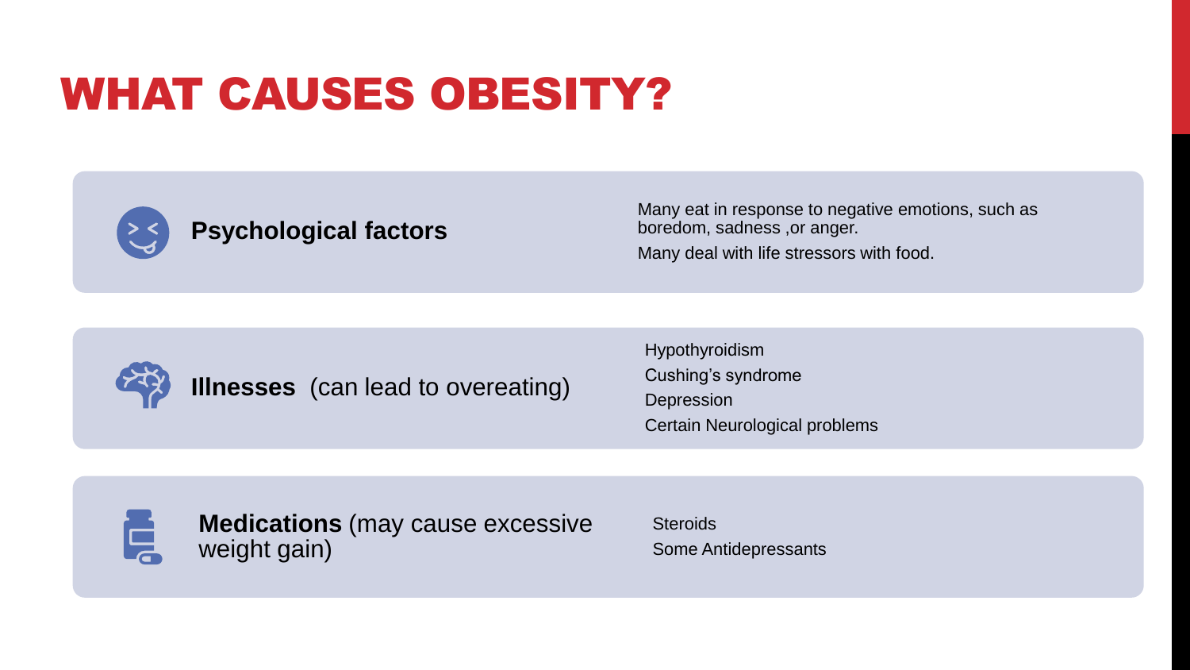# WHAT CAUSES OBESITY?

**Psychological factors**

Many eat in response to negative emotions, such as boredom, sadness ,or anger.

Many deal with life stressors with food.

**Illnesses** (can lead to overeating)

Hypothyroidism

Cushing's syndrome

Depression

Certain Neurological problems

**Medications** (may cause excessive weight gain)

Steroids

Some Antidepressants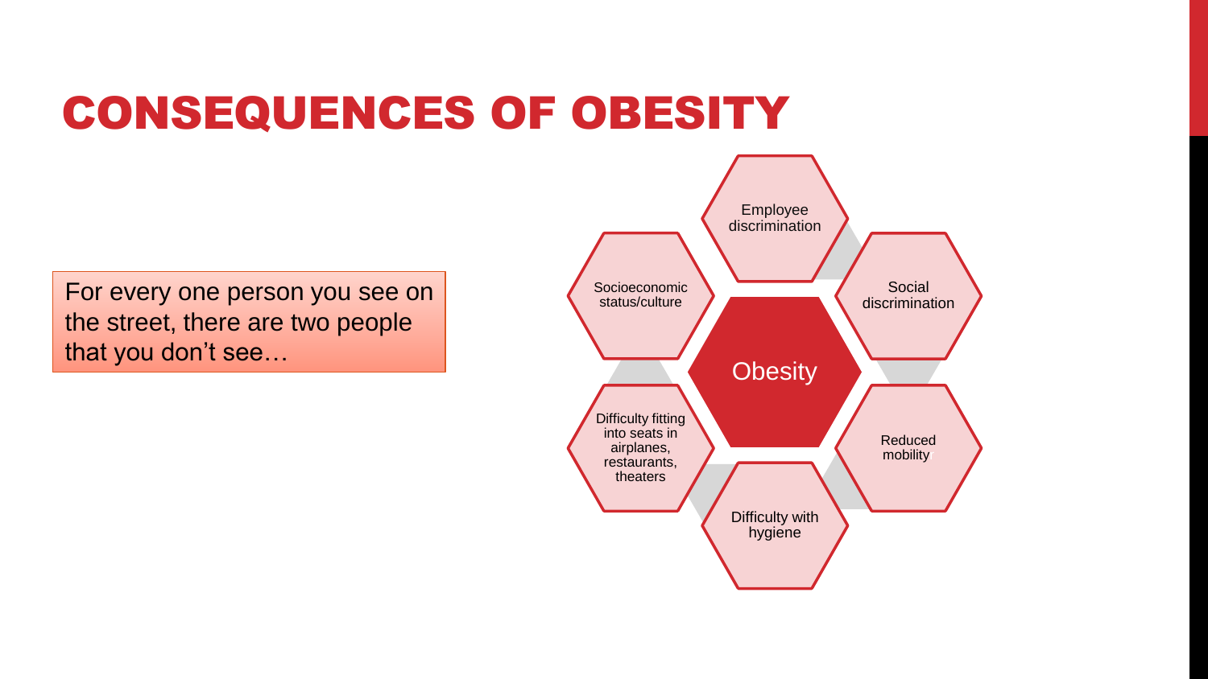# CONSEQUENCES OF OBESITY

For every one person you see on the street, there are two people that you don't see…

Obesity

Employee discrimination

Social discrimination

Reduced mobility

Difficulty with hygiene

Difficulty fitting into seats in airplanes, restaurants, theaters

Socioeconomic status/culture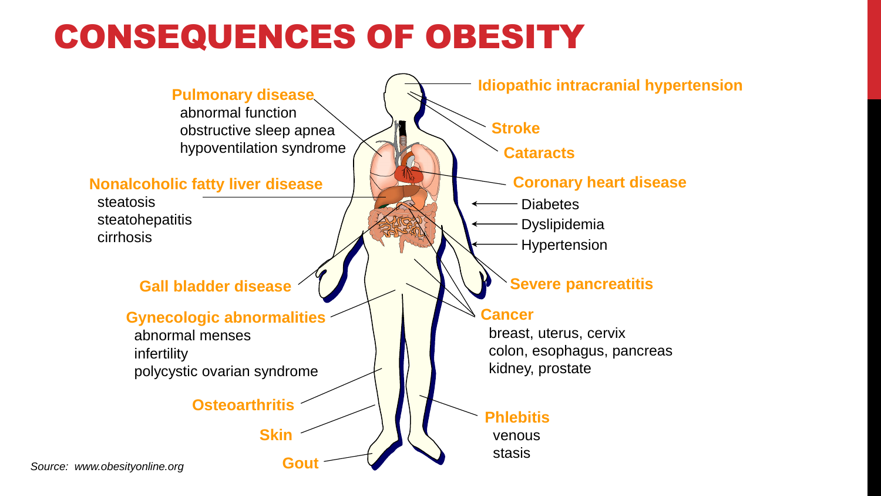# CONSEQUENCES OF OBESITY

**Pulmonary disease**
abnormal function
obstructive sleep apnea
hypoventilation syndrome

**Nonalcoholic fatty liver disease**
steatosis
steatohepatitis
cirrhosis

**Gall bladder disease**

**Gynecologic abnormalities**
abnormal menses
infertility
polycystic ovarian syndrome

**Osteoarthritis**

**Skin**

**Gout**

**Idiopathic intracranial hypertension**

**Stroke**

**Cataracts**

**Coronary heart disease**
Diabetes
Dyslipidemia
Hypertension

**Severe pancreatitis**

**Cancer**
breast, uterus, cervix
colon, esophagus, pancreas
kidney, prostate

**Phlebitis**
venous
stasis

*Source: www.obesityonline.org*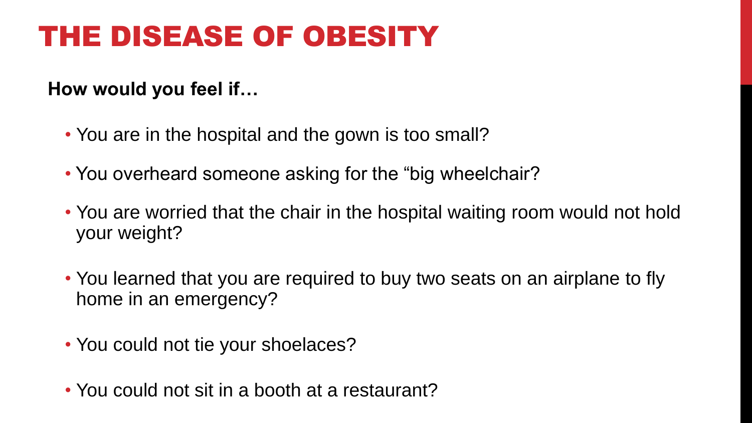# THE DISEASE OF OBESITY

**How would you feel if…**

- You are in the hospital and the gown is too small?
- You overheard someone asking for the "big wheelchair?
- You are worried that the chair in the hospital waiting room would not hold your weight?
- You learned that you are required to buy two seats on an airplane to fly home in an emergency?
- You could not tie your shoelaces?
- You could not sit in a booth at a restaurant?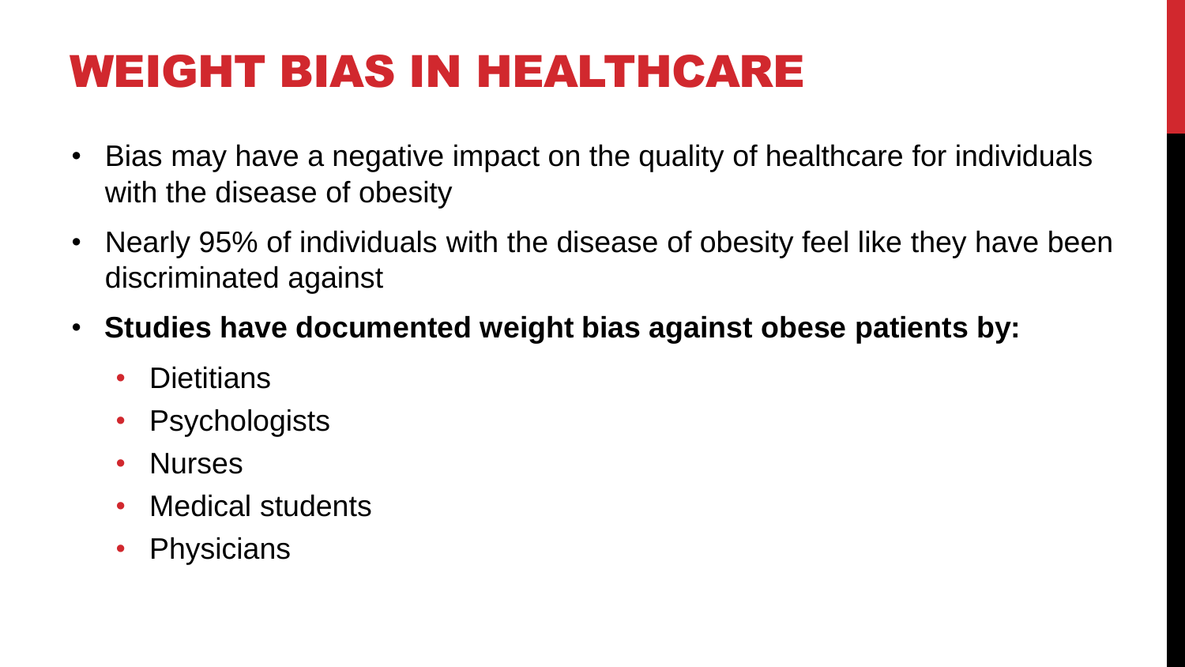# WEIGHT BIAS IN HEALTHCARE

- Bias may have a negative impact on the quality of healthcare for individuals with the disease of obesity
- Nearly 95% of individuals with the disease of obesity feel like they have been discriminated against
- **Studies have documented weight bias against obese patients by:**
  - Dietitians
  - Psychologists
  - Nurses
  - Medical students
  - Physicians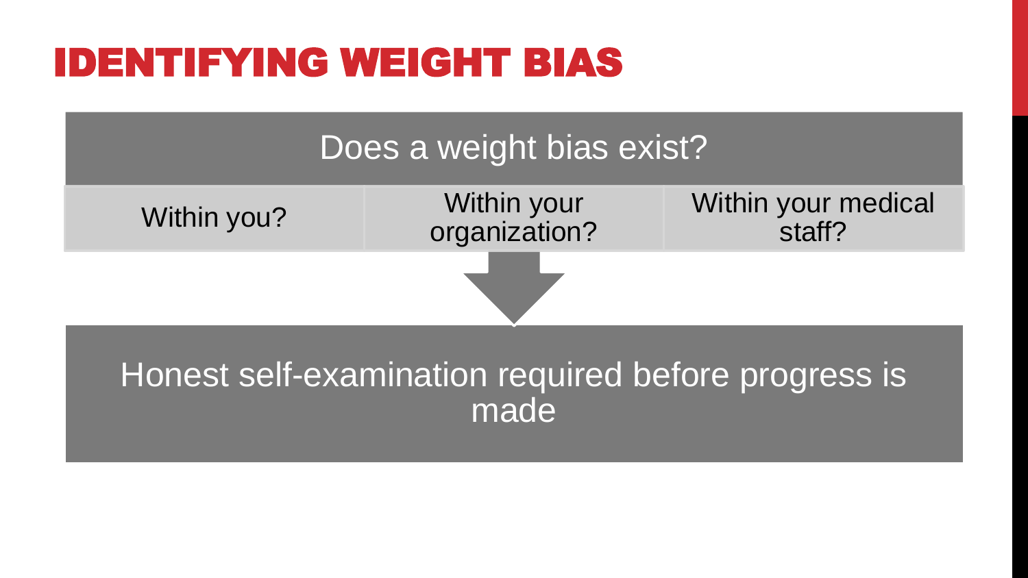# IDENTIFYING WEIGHT BIAS

Does a weight bias exist?

Within you?

Within your organization?

Within your medical staff?

Honest self-examination required before progress is made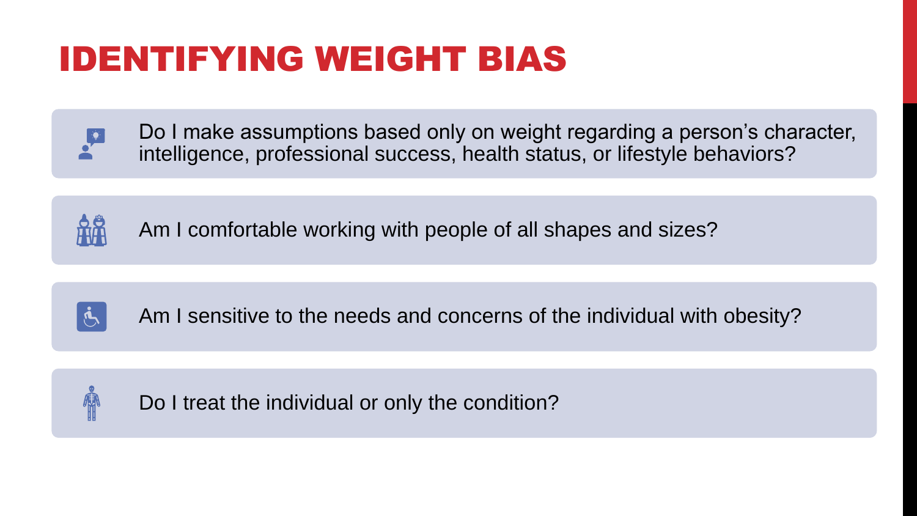# IDENTIFYING WEIGHT BIAS

- Do I make assumptions based only on weight regarding a person's character, intelligence, professional success, health status, or lifestyle behaviors?
- Am I comfortable working with people of all shapes and sizes?
- Am I sensitive to the needs and concerns of the individual with obesity?
- Do I treat the individual or only the condition?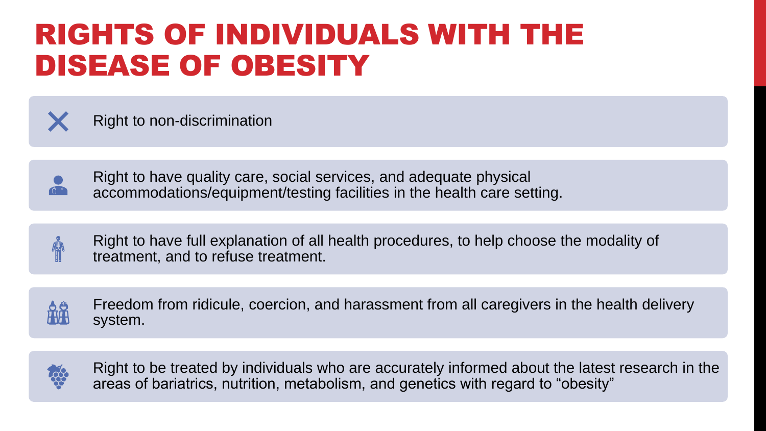# RIGHTS OF INDIVIDUALS WITH THE DISEASE OF OBESITY

- Right to non-discrimination
- Right to have quality care, social services, and adequate physical accommodations/equipment/testing facilities in the health care setting.
- Right to have full explanation of all health procedures, to help choose the modality of treatment, and to refuse treatment.
- Freedom from ridicule, coercion, and harassment from all caregivers in the health delivery system.
- Right to be treated by individuals who are accurately informed about the latest research in the areas of bariatrics, nutrition, metabolism, and genetics with regard to "obesity"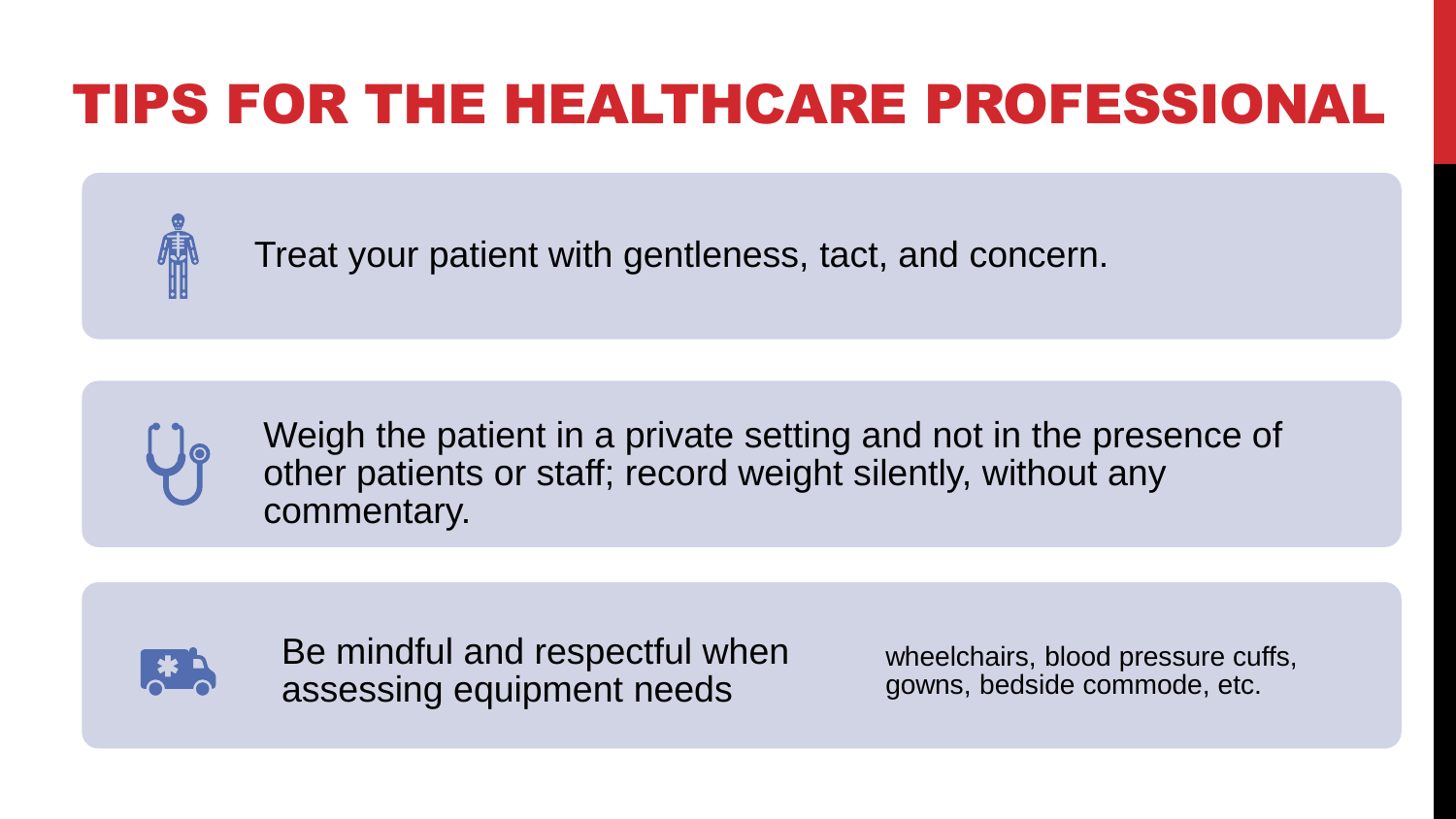# TIPS FOR THE HEALTHCARE PROFESSIONAL

- Treat your patient with gentleness, tact, and concern.
- Weigh the patient in a private setting and not in the presence of other patients or staff; record weight silently, without any commentary.
- Be mindful and respectful when assessing equipment needs

  wheelchairs, blood pressure cuffs, gowns, bedside commode, etc.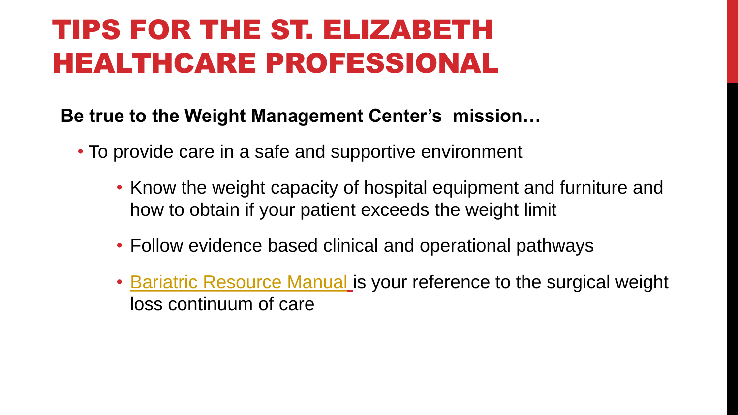# TIPS FOR THE ST. ELIZABETH HEALTHCARE PROFESSIONAL

**Be true to the Weight Management Center's mission…**

- To provide care in a safe and supportive environment
  - Know the weight capacity of hospital equipment and furniture and how to obtain if your patient exceeds the weight limit
  - Follow evidence based clinical and operational pathways
  - Bariatric Resource Manual is your reference to the surgical weight loss continuum of care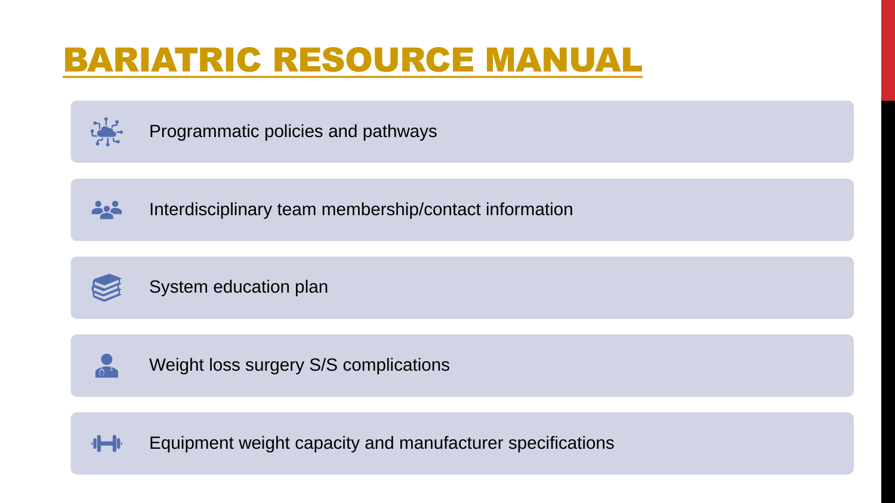# BARIATRIC RESOURCE MANUAL

- Programmatic policies and pathways
- Interdisciplinary team membership/contact information
- System education plan
- Weight loss surgery S/S complications
- Equipment weight capacity and manufacturer specifications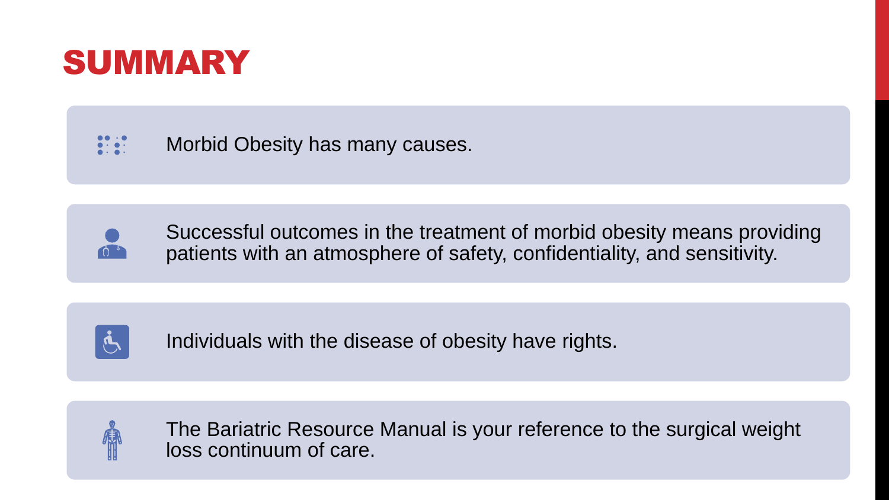# SUMMARY

- Morbid Obesity has many causes.
- Successful outcomes in the treatment of morbid obesity means providing patients with an atmosphere of safety, confidentiality, and sensitivity.
- Individuals with the disease of obesity have rights.
- The Bariatric Resource Manual is your reference to the surgical weight loss continuum of care.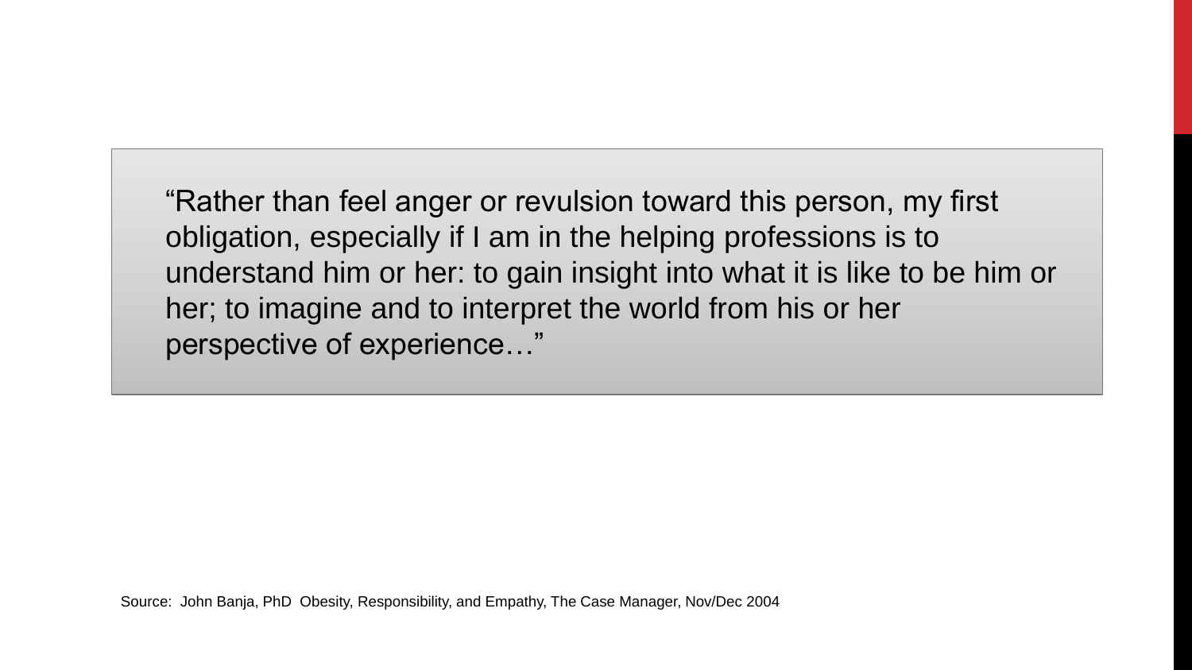> "Rather than feel anger or revulsion toward this person, my first obligation, especially if I am in the helping professions is to understand him or her: to gain insight into what it is like to be him or her; to imagine and to interpret the world from his or her perspective of experience…"

Source: John Banja, PhD Obesity, Responsibility, and Empathy, The Case Manager, Nov/Dec 2004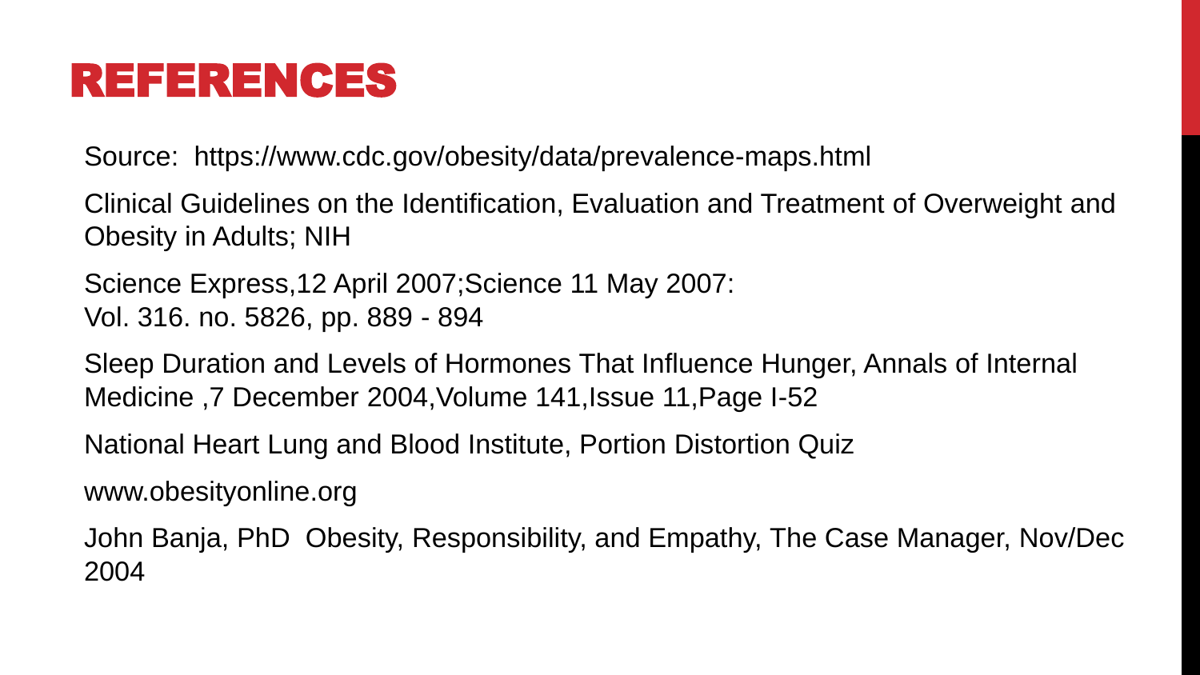# REFERENCES

Source: https://www.cdc.gov/obesity/data/prevalence-maps.html

Clinical Guidelines on the Identification, Evaluation and Treatment of Overweight and Obesity in Adults; NIH

Science Express,12 April 2007;Science 11 May 2007:
Vol. 316. no. 5826, pp. 889 - 894

Sleep Duration and Levels of Hormones That Influence Hunger, Annals of Internal Medicine ,7 December 2004,Volume 141,Issue 11,Page I-52

National Heart Lung and Blood Institute, Portion Distortion Quiz

www.obesityonline.org

John Banja, PhD Obesity, Responsibility, and Empathy, The Case Manager, Nov/Dec 2004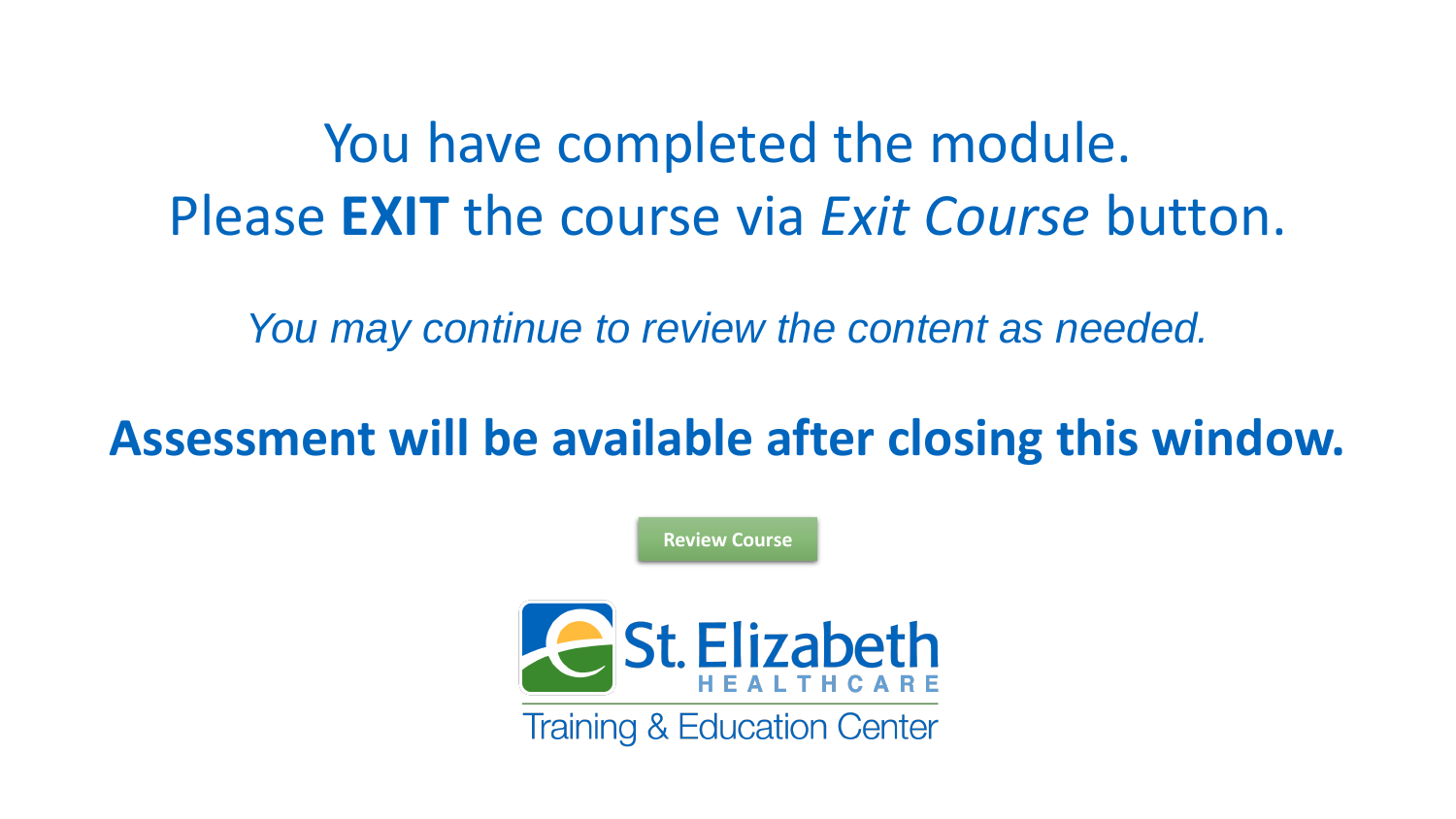You have completed the module.
Please **EXIT** the course via *Exit Course* button.

*You may continue to review the content as needed.*

**Assessment will be available after closing this window.**

Review Course

St. Elizabeth HEALTHCARE

Training & Education Center